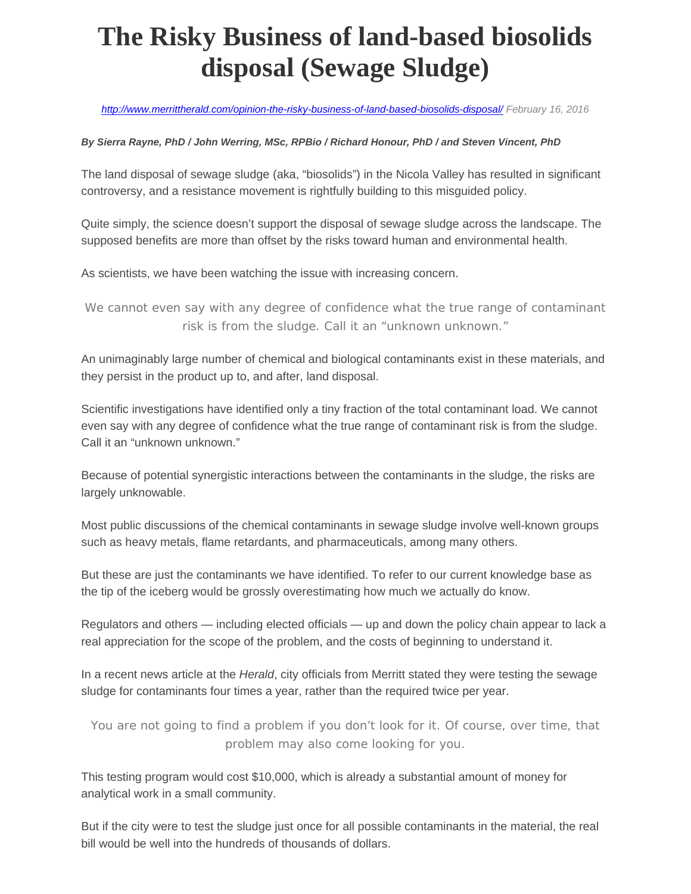# The Risky Business of land-based biosolids disposal (Sewage Sludge)

http://www.merrittherald.com/opinion-the-risky-business-of-land-based-biosolids-disposal/ February 16, 2016

***By Sierra Rayne, PhD / John Werring, MSc, RPBio / Richard Honour, PhD / and Steven Vincent, PhD***

The land disposal of sewage sludge (aka, "biosolids") in the Nicola Valley has resulted in significant controversy, and a resistance movement is rightfully building to this misguided policy.

Quite simply, the science doesn't support the disposal of sewage sludge across the landscape. The supposed benefits are more than offset by the risks toward human and environmental health.

As scientists, we have been watching the issue with increasing concern.

> We cannot even say with any degree of confidence what the true range of contaminant risk is from the sludge. Call it an "unknown unknown."

An unimaginably large number of chemical and biological contaminants exist in these materials, and they persist in the product up to, and after, land disposal.

Scientific investigations have identified only a tiny fraction of the total contaminant load. We cannot even say with any degree of confidence what the true range of contaminant risk is from the sludge. Call it an "unknown unknown."

Because of potential synergistic interactions between the contaminants in the sludge, the risks are largely unknowable.

Most public discussions of the chemical contaminants in sewage sludge involve well-known groups such as heavy metals, flame retardants, and pharmaceuticals, among many others.

But these are just the contaminants we have identified. To refer to our current knowledge base as the tip of the iceberg would be grossly overestimating how much we actually do know.

Regulators and others — including elected officials — up and down the policy chain appear to lack a real appreciation for the scope of the problem, and the costs of beginning to understand it.

In a recent news article at the *Herald*, city officials from Merritt stated they were testing the sewage sludge for contaminants four times a year, rather than the required twice per year.

> You are not going to find a problem if you don't look for it. Of course, over time, that problem may also come looking for you.

This testing program would cost $10,000, which is already a substantial amount of money for analytical work in a small community.

But if the city were to test the sludge just once for all possible contaminants in the material, the real bill would be well into the hundreds of thousands of dollars.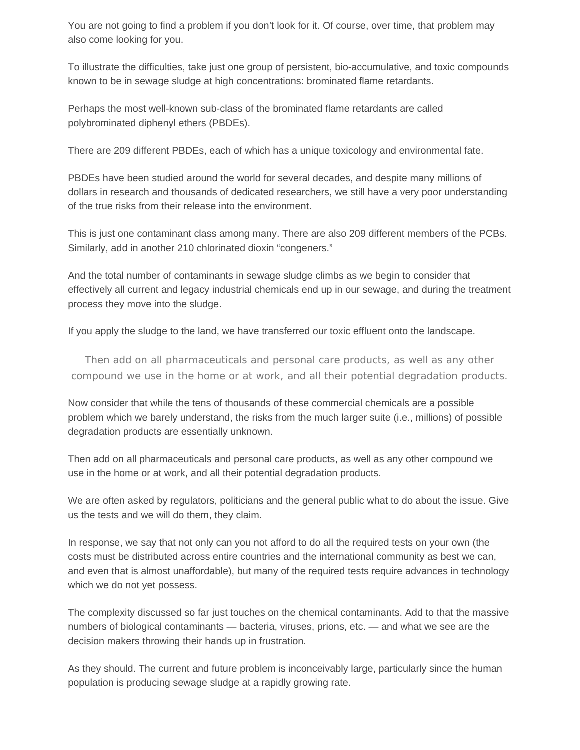You are not going to find a problem if you don't look for it. Of course, over time, that problem may also come looking for you.

To illustrate the difficulties, take just one group of persistent, bio-accumulative, and toxic compounds known to be in sewage sludge at high concentrations: brominated flame retardants.

Perhaps the most well-known sub-class of the brominated flame retardants are called polybrominated diphenyl ethers (PBDEs).

There are 209 different PBDEs, each of which has a unique toxicology and environmental fate.

PBDEs have been studied around the world for several decades, and despite many millions of dollars in research and thousands of dedicated researchers, we still have a very poor understanding of the true risks from their release into the environment.

This is just one contaminant class among many. There are also 209 different members of the PCBs. Similarly, add in another 210 chlorinated dioxin "congeners."

And the total number of contaminants in sewage sludge climbs as we begin to consider that effectively all current and legacy industrial chemicals end up in our sewage, and during the treatment process they move into the sludge.

If you apply the sludge to the land, we have transferred our toxic effluent onto the landscape.

> Then add on all pharmaceuticals and personal care products, as well as any other compound we use in the home or at work, and all their potential degradation products.

Now consider that while the tens of thousands of these commercial chemicals are a possible problem which we barely understand, the risks from the much larger suite (i.e., millions) of possible degradation products are essentially unknown.

Then add on all pharmaceuticals and personal care products, as well as any other compound we use in the home or at work, and all their potential degradation products.

We are often asked by regulators, politicians and the general public what to do about the issue. Give us the tests and we will do them, they claim.

In response, we say that not only can you not afford to do all the required tests on your own (the costs must be distributed across entire countries and the international community as best we can, and even that is almost unaffordable), but many of the required tests require advances in technology which we do not yet possess.

The complexity discussed so far just touches on the chemical contaminants. Add to that the massive numbers of biological contaminants — bacteria, viruses, prions, etc. — and what we see are the decision makers throwing their hands up in frustration.

As they should. The current and future problem is inconceivably large, particularly since the human population is producing sewage sludge at a rapidly growing rate.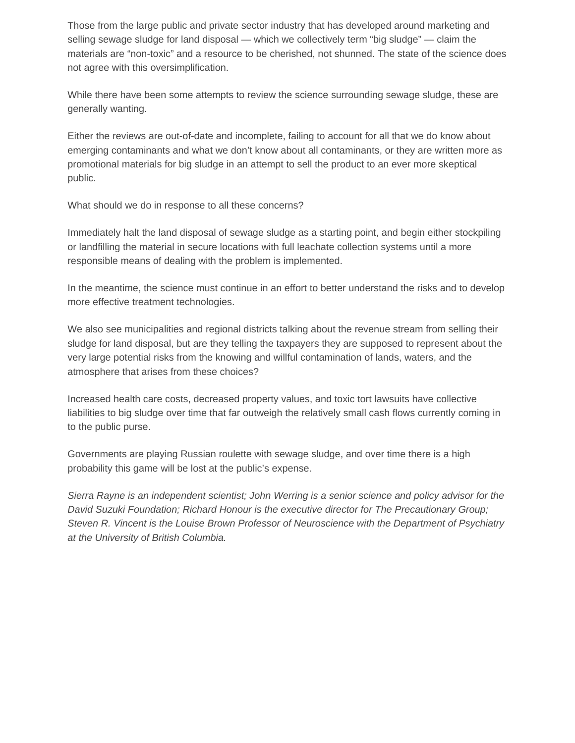Those from the large public and private sector industry that has developed around marketing and selling sewage sludge for land disposal — which we collectively term “big sludge” — claim the materials are “non-toxic” and a resource to be cherished, not shunned. The state of the science does not agree with this oversimplification.

While there have been some attempts to review the science surrounding sewage sludge, these are generally wanting.

Either the reviews are out-of-date and incomplete, failing to account for all that we do know about emerging contaminants and what we don’t know about all contaminants, or they are written more as promotional materials for big sludge in an attempt to sell the product to an ever more skeptical public.

What should we do in response to all these concerns?

Immediately halt the land disposal of sewage sludge as a starting point, and begin either stockpiling or landfilling the material in secure locations with full leachate collection systems until a more responsible means of dealing with the problem is implemented.

In the meantime, the science must continue in an effort to better understand the risks and to develop more effective treatment technologies.

We also see municipalities and regional districts talking about the revenue stream from selling their sludge for land disposal, but are they telling the taxpayers they are supposed to represent about the very large potential risks from the knowing and willful contamination of lands, waters, and the atmosphere that arises from these choices?

Increased health care costs, decreased property values, and toxic tort lawsuits have collective liabilities to big sludge over time that far outweigh the relatively small cash flows currently coming in to the public purse.

Governments are playing Russian roulette with sewage sludge, and over time there is a high probability this game will be lost at the public’s expense.

*Sierra Rayne is an independent scientist; John Werring is a senior science and policy advisor for the David Suzuki Foundation; Richard Honour is the executive director for The Precautionary Group; Steven R. Vincent is the Louise Brown Professor of Neuroscience with the Department of Psychiatry at the University of British Columbia.*